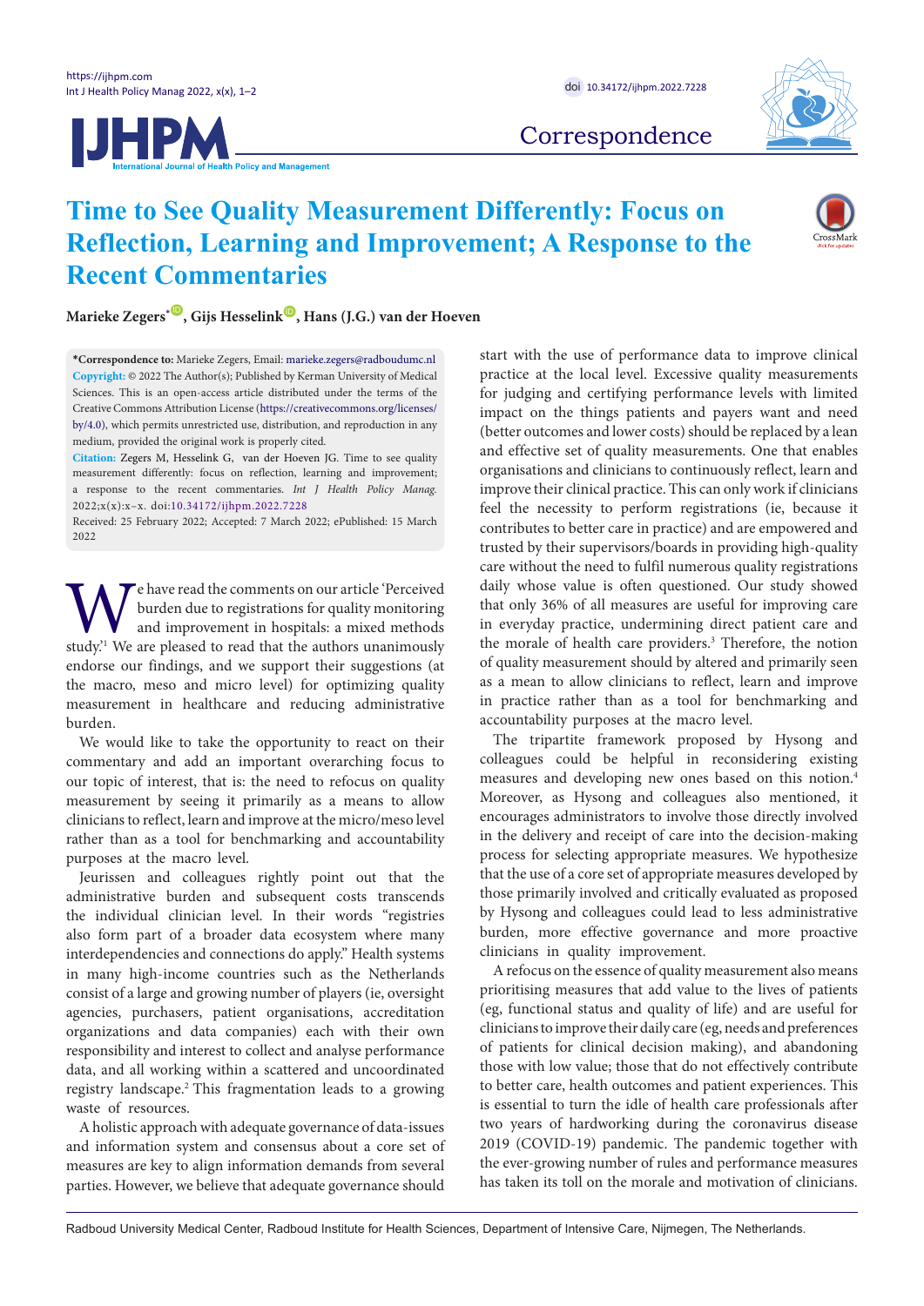Correspondence

# Time to See Quality Measurement Differently: Focus on Reflection, Learning and Improvement; A Response to the Recent Commentaries

**Marieke Zegers[*], Gijs Hesselink, Hans (J.G.) van der Hoeven**

**\*Correspondence to:** Marieke Zegers, Email: marieke.zegers@radboudumc.nl

**Copyright:** © 2022 The Author(s); Published by Kerman University of Medical Sciences. This is an open-access article distributed under the terms of the Creative Commons Attribution License (https://creativecommons.org/licenses/by/4.0), which permits unrestricted use, distribution, and reproduction in any medium, provided the original work is properly cited.

**Citation:** Zegers M, Hesselink G, van der Hoeven JG. Time to see quality measurement differently: focus on reflection, learning and improvement; a response to the recent commentaries. *Int J Health Policy Manag.* 2022;x(x):x–x. doi:10.34172/ijhpm.2022.7228

Received: 25 February 2022; Accepted: 7 March 2022; ePublished: 15 March 2022

We have read the comments on our article 'Perceived burden due to registrations for quality monitoring and improvement in hospitals: a mixed methods study.'[1] We are pleased to read that the authors unanimously endorse our findings, and we support their suggestions (at the macro, meso and micro level) for optimizing quality measurement in healthcare and reducing administrative burden.

We would like to take the opportunity to react on their commentary and add an important overarching focus to our topic of interest, that is: the need to refocus on quality measurement by seeing it primarily as a means to allow clinicians to reflect, learn and improve at the micro/meso level rather than as a tool for benchmarking and accountability purposes at the macro level.

Jeurissen and colleagues rightly point out that the administrative burden and subsequent costs transcends the individual clinician level. In their words "registries also form part of a broader data ecosystem where many interdependencies and connections do apply." Health systems in many high-income countries such as the Netherlands consist of a large and growing number of players (ie, oversight agencies, purchasers, patient organisations, accreditation organizations and data companies) each with their own responsibility and interest to collect and analyse performance data, and all working within a scattered and uncoordinated registry landscape.[2] This fragmentation leads to a growing waste of resources.

A holistic approach with adequate governance of data-issues and information system and consensus about a core set of measures are key to align information demands from several parties. However, we believe that adequate governance should start with the use of performance data to improve clinical practice at the local level. Excessive quality measurements for judging and certifying performance levels with limited impact on the things patients and payers want and need (better outcomes and lower costs) should be replaced by a lean and effective set of quality measurements. One that enables organisations and clinicians to continuously reflect, learn and improve their clinical practice. This can only work if clinicians feel the necessity to perform registrations (ie, because it contributes to better care in practice) and are empowered and trusted by their supervisors/boards in providing high-quality care without the need to fulfil numerous quality registrations daily whose value is often questioned. Our study showed that only 36% of all measures are useful for improving care in everyday practice, undermining direct patient care and the morale of health care providers.[3] Therefore, the notion of quality measurement should by altered and primarily seen as a mean to allow clinicians to reflect, learn and improve in practice rather than as a tool for benchmarking and accountability purposes at the macro level.

The tripartite framework proposed by Hysong and colleagues could be helpful in reconsidering existing measures and developing new ones based on this notion.[4] Moreover, as Hysong and colleagues also mentioned, it encourages administrators to involve those directly involved in the delivery and receipt of care into the decision-making process for selecting appropriate measures. We hypothesize that the use of a core set of appropriate measures developed by those primarily involved and critically evaluated as proposed by Hysong and colleagues could lead to less administrative burden, more effective governance and more proactive clinicians in quality improvement.

A refocus on the essence of quality measurement also means prioritising measures that add value to the lives of patients (eg, functional status and quality of life) and are useful for clinicians to improve their daily care (eg, needs and preferences of patients for clinical decision making), and abandoning those with low value; those that do not effectively contribute to better care, health outcomes and patient experiences. This is essential to turn the idle of health care professionals after two years of hardworking during the coronavirus disease 2019 (COVID-19) pandemic. The pandemic together with the ever-growing number of rules and performance measures has taken its toll on the morale and motivation of clinicians.

Radboud University Medical Center, Radboud Institute for Health Sciences, Department of Intensive Care, Nijmegen, The Netherlands.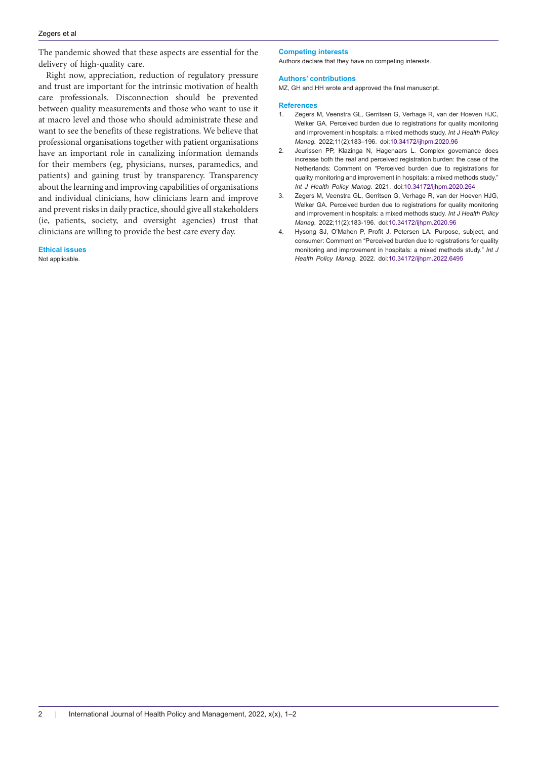The pandemic showed that these aspects are essential for the delivery of high-quality care.

Right now, appreciation, reduction of regulatory pressure and trust are important for the intrinsic motivation of health care professionals. Disconnection should be prevented between quality measurements and those who want to use it at macro level and those who should administrate these and want to see the benefits of these registrations. We believe that professional organisations together with patient organisations have an important role in canalizing information demands for their members (eg, physicians, nurses, paramedics, and patients) and gaining trust by transparency. Transparency about the learning and improving capabilities of organisations and individual clinicians, how clinicians learn and improve and prevent risks in daily practice, should give all stakeholders (ie, patients, society, and oversight agencies) trust that clinicians are willing to provide the best care every day.

### Ethical issues

Not applicable.

### Competing interests

Authors declare that they have no competing interests.

### Authors' contributions

MZ, GH and HH wrote and approved the final manuscript.

### References

1. Zegers M, Veenstra GL, Gerritsen G, Verhage R, van der Hoeven HJC, Welker GA. Perceived burden due to registrations for quality monitoring and improvement in hospitals: a mixed methods study. *Int J Health Policy Manag.* 2022;11(2):183–196. doi:10.34172/ijhpm.2020.96
2. Jeurissen PP, Klazinga N, Hagenaars L. Complex governance does increase both the real and perceived registration burden: the case of the Netherlands: Comment on "Perceived burden due to registrations for quality monitoring and improvement in hospitals: a mixed methods study." *Int J Health Policy Manag*. 2021. doi:10.34172/ijhpm.2020.264
3. Zegers M, Veenstra GL, Gerritsen G, Verhage R, van der Hoeven HJG, Welker GA. Perceived burden due to registrations for quality monitoring and improvement in hospitals: a mixed methods study. *Int J Health Policy Manag.* 2022;11(2):183-196. doi:10.34172/ijhpm.2020.96
4. Hysong SJ, O'Mahen P, Profit J, Petersen LA. Purpose, subject, and consumer: Comment on "Perceived burden due to registrations for quality monitoring and improvement in hospitals: a mixed methods study." *Int J Health Policy Manag.* 2022. doi:10.34172/ijhpm.2022.6495